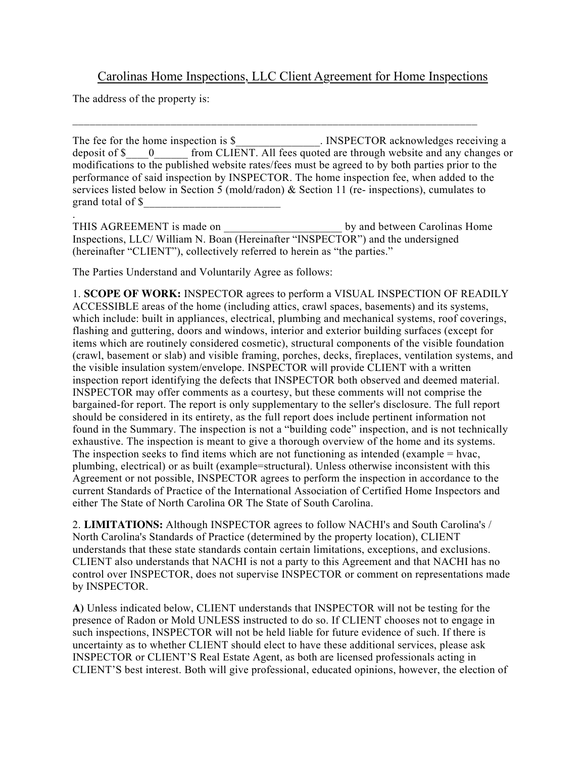# Carolinas Home Inspections, LLC Client Agreement for Home Inspections

The address of the property is:

_____________________________________________________________________________

The fee for the home inspection is $_______________. INSPECTOR acknowledges receiving a deposit of $____0______ from CLIENT. All fees quoted are through website and any changes or modifications to the published website rates/fees must be agreed to by both parties prior to the performance of said inspection by INSPECTOR. The home inspection fee, when added to the services listed below in Section 5 (mold/radon) & Section 11 (re- inspections), cumulates to grand total of $_________________________
.

THIS AGREEMENT is made on _____________________ by and between Carolinas Home Inspections, LLC/ William N. Boan (Hereinafter "INSPECTOR") and the undersigned (hereinafter "CLIENT"), collectively referred to herein as "the parties."

The Parties Understand and Voluntarily Agree as follows:

1. **SCOPE OF WORK:** INSPECTOR agrees to perform a VISUAL INSPECTION OF READILY ACCESSIBLE areas of the home (including attics, crawl spaces, basements) and its systems, which include: built in appliances, electrical, plumbing and mechanical systems, roof coverings, flashing and guttering, doors and windows, interior and exterior building surfaces (except for items which are routinely considered cosmetic), structural components of the visible foundation (crawl, basement or slab) and visible framing, porches, decks, fireplaces, ventilation systems, and the visible insulation system/envelope. INSPECTOR will provide CLIENT with a written inspection report identifying the defects that INSPECTOR both observed and deemed material. INSPECTOR may offer comments as a courtesy, but these comments will not comprise the bargained-for report. The report is only supplementary to the seller's disclosure. The full report should be considered in its entirety, as the full report does include pertinent information not found in the Summary. The inspection is not a "building code" inspection, and is not technically exhaustive. The inspection is meant to give a thorough overview of the home and its systems. The inspection seeks to find items which are not functioning as intended (example = hvac, plumbing, electrical) or as built (example=structural). Unless otherwise inconsistent with this Agreement or not possible, INSPECTOR agrees to perform the inspection in accordance to the current Standards of Practice of the International Association of Certified Home Inspectors and either The State of North Carolina OR The State of South Carolina.

2. **LIMITATIONS:** Although INSPECTOR agrees to follow NACHI's and South Carolina's / North Carolina's Standards of Practice (determined by the property location), CLIENT understands that these state standards contain certain limitations, exceptions, and exclusions. CLIENT also understands that NACHI is not a party to this Agreement and that NACHI has no control over INSPECTOR, does not supervise INSPECTOR or comment on representations made by INSPECTOR.

**A)** Unless indicated below, CLIENT understands that INSPECTOR will not be testing for the presence of Radon or Mold UNLESS instructed to do so. If CLIENT chooses not to engage in such inspections, INSPECTOR will not be held liable for future evidence of such. If there is uncertainty as to whether CLIENT should elect to have these additional services, please ask INSPECTOR or CLIENT'S Real Estate Agent, as both are licensed professionals acting in CLIENT'S best interest. Both will give professional, educated opinions, however, the election of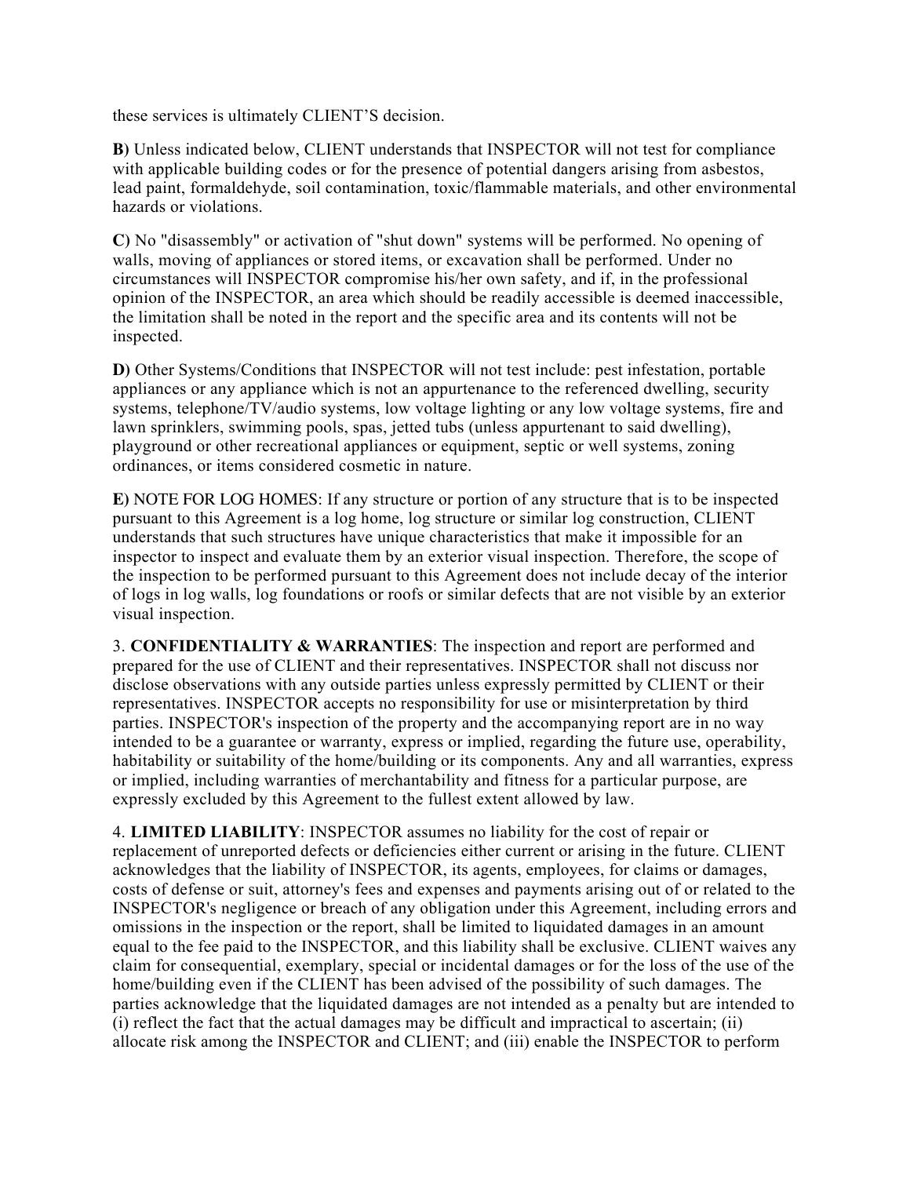these services is ultimately CLIENT'S decision.

**B)** Unless indicated below, CLIENT understands that INSPECTOR will not test for compliance with applicable building codes or for the presence of potential dangers arising from asbestos, lead paint, formaldehyde, soil contamination, toxic/flammable materials, and other environmental hazards or violations.

**C)** No "disassembly" or activation of "shut down" systems will be performed. No opening of walls, moving of appliances or stored items, or excavation shall be performed. Under no circumstances will INSPECTOR compromise his/her own safety, and if, in the professional opinion of the INSPECTOR, an area which should be readily accessible is deemed inaccessible, the limitation shall be noted in the report and the specific area and its contents will not be inspected.

**D)** Other Systems/Conditions that INSPECTOR will not test include: pest infestation, portable appliances or any appliance which is not an appurtenance to the referenced dwelling, security systems, telephone/TV/audio systems, low voltage lighting or any low voltage systems, fire and lawn sprinklers, swimming pools, spas, jetted tubs (unless appurtenant to said dwelling), playground or other recreational appliances or equipment, septic or well systems, zoning ordinances, or items considered cosmetic in nature.

**E)** NOTE FOR LOG HOMES: If any structure or portion of any structure that is to be inspected pursuant to this Agreement is a log home, log structure or similar log construction, CLIENT understands that such structures have unique characteristics that make it impossible for an inspector to inspect and evaluate them by an exterior visual inspection. Therefore, the scope of the inspection to be performed pursuant to this Agreement does not include decay of the interior of logs in log walls, log foundations or roofs or similar defects that are not visible by an exterior visual inspection.

3. **CONFIDENTIALITY & WARRANTIES**: The inspection and report are performed and prepared for the use of CLIENT and their representatives. INSPECTOR shall not discuss nor disclose observations with any outside parties unless expressly permitted by CLIENT or their representatives. INSPECTOR accepts no responsibility for use or misinterpretation by third parties. INSPECTOR's inspection of the property and the accompanying report are in no way intended to be a guarantee or warranty, express or implied, regarding the future use, operability, habitability or suitability of the home/building or its components. Any and all warranties, express or implied, including warranties of merchantability and fitness for a particular purpose, are expressly excluded by this Agreement to the fullest extent allowed by law.

4. **LIMITED LIABILITY**: INSPECTOR assumes no liability for the cost of repair or replacement of unreported defects or deficiencies either current or arising in the future. CLIENT acknowledges that the liability of INSPECTOR, its agents, employees, for claims or damages, costs of defense or suit, attorney's fees and expenses and payments arising out of or related to the INSPECTOR's negligence or breach of any obligation under this Agreement, including errors and omissions in the inspection or the report, shall be limited to liquidated damages in an amount equal to the fee paid to the INSPECTOR, and this liability shall be exclusive. CLIENT waives any claim for consequential, exemplary, special or incidental damages or for the loss of the use of the home/building even if the CLIENT has been advised of the possibility of such damages. The parties acknowledge that the liquidated damages are not intended as a penalty but are intended to (i) reflect the fact that the actual damages may be difficult and impractical to ascertain; (ii) allocate risk among the INSPECTOR and CLIENT; and (iii) enable the INSPECTOR to perform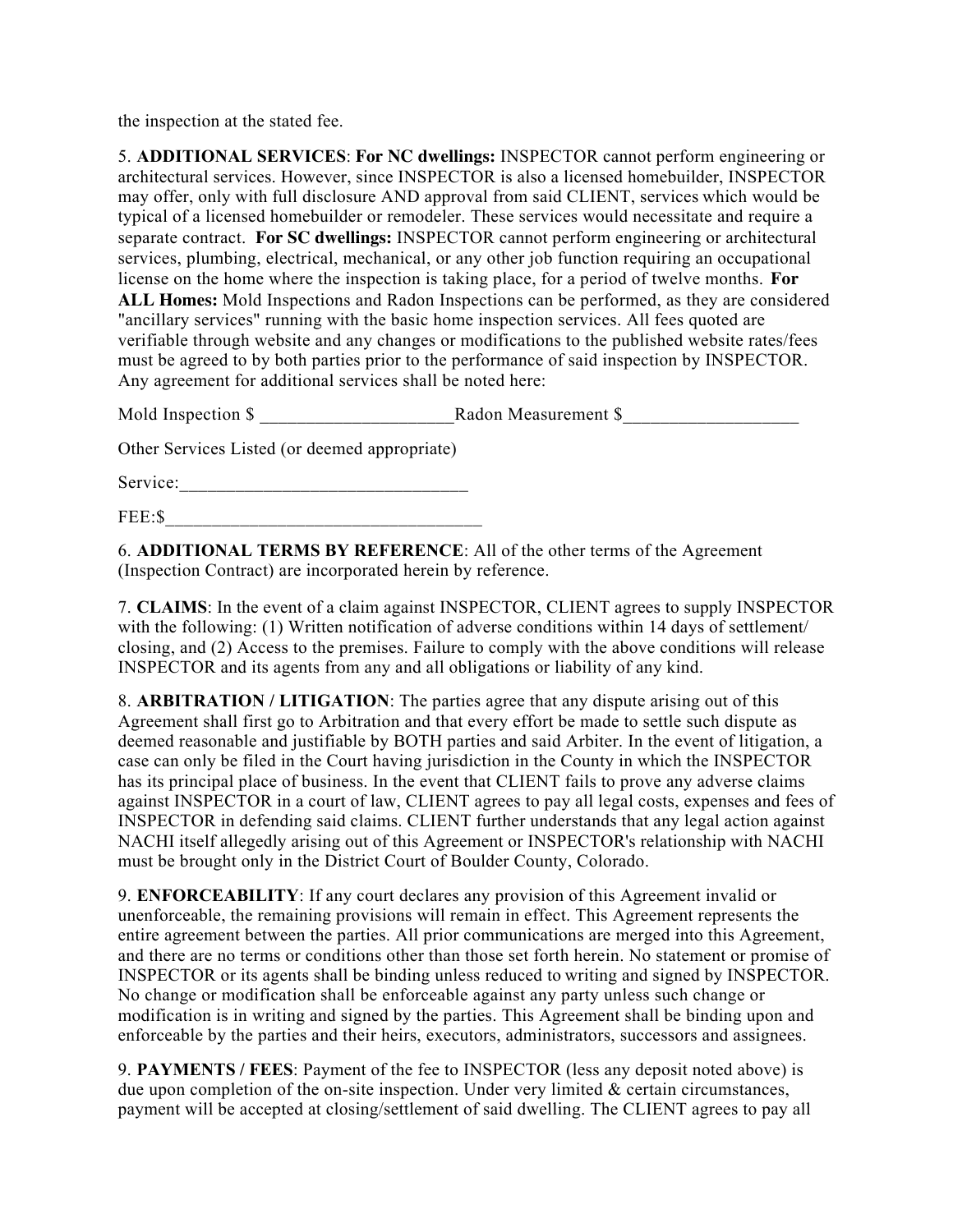the inspection at the stated fee.

5. **ADDITIONAL SERVICES**: **For NC dwellings:** INSPECTOR cannot perform engineering or architectural services. However, since INSPECTOR is also a licensed homebuilder, INSPECTOR may offer, only with full disclosure AND approval from said CLIENT, services which would be typical of a licensed homebuilder or remodeler. These services would necessitate and require a separate contract. **For SC dwellings:** INSPECTOR cannot perform engineering or architectural services, plumbing, electrical, mechanical, or any other job function requiring an occupational license on the home where the inspection is taking place, for a period of twelve months. **For ALL Homes:** Mold Inspections and Radon Inspections can be performed, as they are considered "ancillary services" running with the basic home inspection services. All fees quoted are verifiable through website and any changes or modifications to the published website rates/fees must be agreed to by both parties prior to the performance of said inspection by INSPECTOR. Any agreement for additional services shall be noted here:

Mold Inspection $ ____________________Radon Measurement $__________________

Other Services Listed (or deemed appropriate)

Service:______________________________

FEE:$_________________________________

6. **ADDITIONAL TERMS BY REFERENCE**: All of the other terms of the Agreement (Inspection Contract) are incorporated herein by reference.

7. **CLAIMS**: In the event of a claim against INSPECTOR, CLIENT agrees to supply INSPECTOR with the following: (1) Written notification of adverse conditions within 14 days of settlement/ closing, and (2) Access to the premises. Failure to comply with the above conditions will release INSPECTOR and its agents from any and all obligations or liability of any kind.

8. **ARBITRATION / LITIGATION**: The parties agree that any dispute arising out of this Agreement shall first go to Arbitration and that every effort be made to settle such dispute as deemed reasonable and justifiable by BOTH parties and said Arbiter. In the event of litigation, a case can only be filed in the Court having jurisdiction in the County in which the INSPECTOR has its principal place of business. In the event that CLIENT fails to prove any adverse claims against INSPECTOR in a court of law, CLIENT agrees to pay all legal costs, expenses and fees of INSPECTOR in defending said claims. CLIENT further understands that any legal action against NACHI itself allegedly arising out of this Agreement or INSPECTOR's relationship with NACHI must be brought only in the District Court of Boulder County, Colorado.

9. **ENFORCEABILITY**: If any court declares any provision of this Agreement invalid or unenforceable, the remaining provisions will remain in effect. This Agreement represents the entire agreement between the parties. All prior communications are merged into this Agreement, and there are no terms or conditions other than those set forth herein. No statement or promise of INSPECTOR or its agents shall be binding unless reduced to writing and signed by INSPECTOR. No change or modification shall be enforceable against any party unless such change or modification is in writing and signed by the parties. This Agreement shall be binding upon and enforceable by the parties and their heirs, executors, administrators, successors and assignees.

9. **PAYMENTS / FEES**: Payment of the fee to INSPECTOR (less any deposit noted above) is due upon completion of the on-site inspection. Under very limited & certain circumstances, payment will be accepted at closing/settlement of said dwelling. The CLIENT agrees to pay all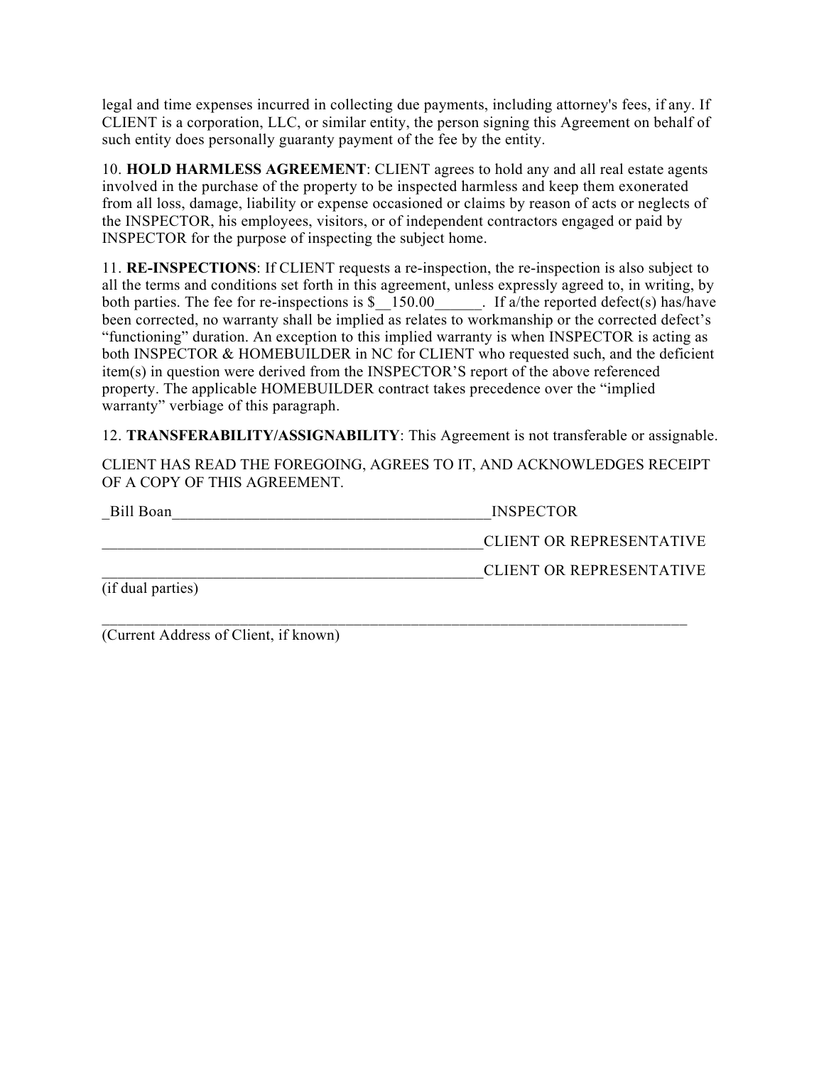legal and time expenses incurred in collecting due payments, including attorney's fees, if any. If CLIENT is a corporation, LLC, or similar entity, the person signing this Agreement on behalf of such entity does personally guaranty payment of the fee by the entity.

10. **HOLD HARMLESS AGREEMENT**: CLIENT agrees to hold any and all real estate agents involved in the purchase of the property to be inspected harmless and keep them exonerated from all loss, damage, liability or expense occasioned or claims by reason of acts or neglects of the INSPECTOR, his employees, visitors, or of independent contractors engaged or paid by INSPECTOR for the purpose of inspecting the subject home.

11. **RE-INSPECTIONS**: If CLIENT requests a re-inspection, the re-inspection is also subject to all the terms and conditions set forth in this agreement, unless expressly agreed to, in writing, by both parties. The fee for re-inspections is $__150.00______. If a/the reported defect(s) has/have been corrected, no warranty shall be implied as relates to workmanship or the corrected defect's "functioning" duration. An exception to this implied warranty is when INSPECTOR is acting as both INSPECTOR & HOMEBUILDER in NC for CLIENT who requested such, and the deficient item(s) in question were derived from the INSPECTOR'S report of the above referenced property. The applicable HOMEBUILDER contract takes precedence over the "implied warranty" verbiage of this paragraph.

12. **TRANSFERABILITY/ASSIGNABILITY**: This Agreement is not transferable or assignable.

CLIENT HAS READ THE FOREGOING, AGREES TO IT, AND ACKNOWLEDGES RECEIPT OF A COPY OF THIS AGREEMENT.

_Bill Boan_________________________________________INSPECTOR

_________________________________________________CLIENT OR REPRESENTATIVE

_________________________________________________CLIENT OR REPRESENTATIVE
(if dual parties)

_____________________________________________________________________________
(Current Address of Client, if known)